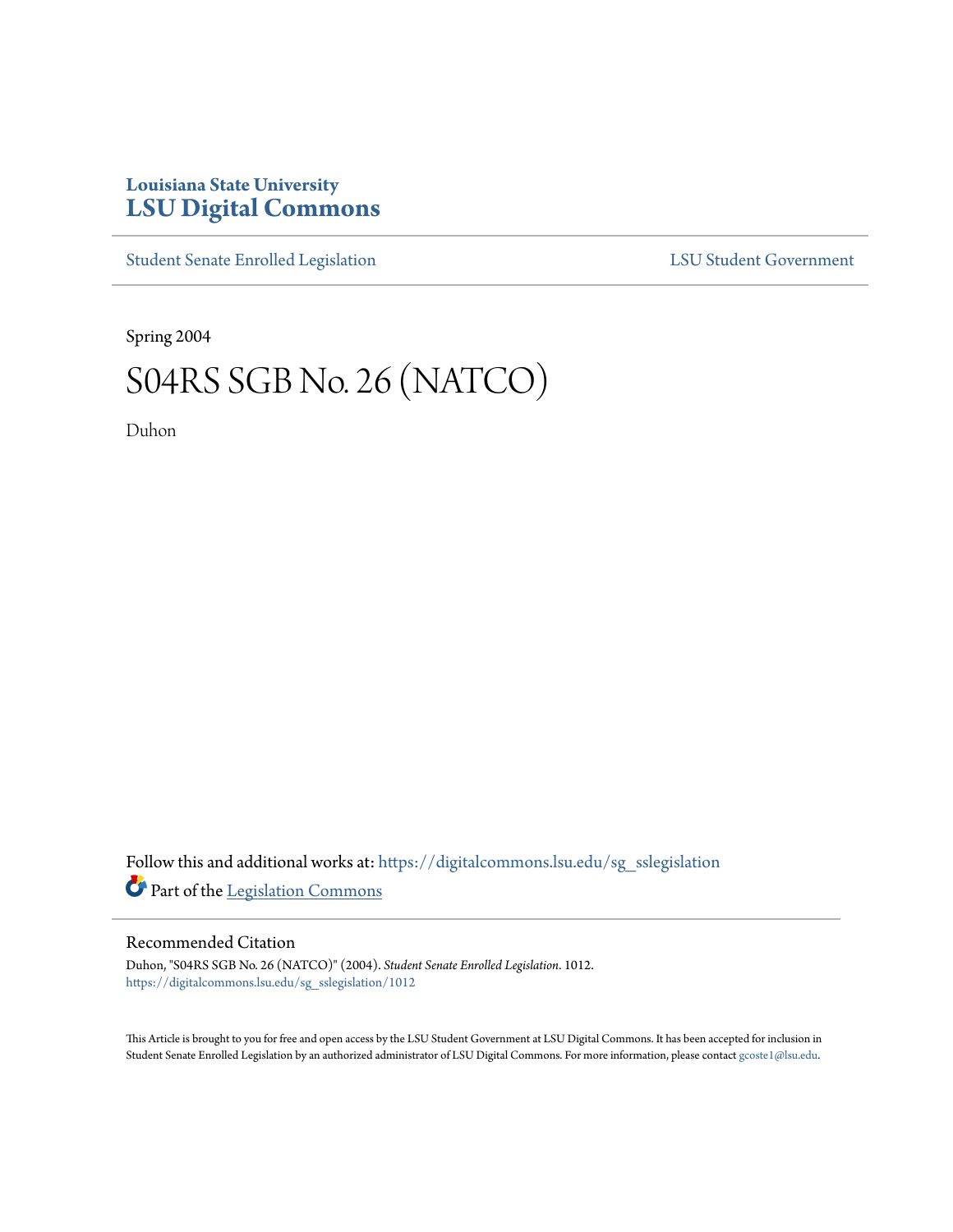Louisiana State University
**LSU Digital Commons**

Student Senate Enrolled Legislation | LSU Student Government

Spring 2004

# S04RS SGB No. 26 (NATCO)

Duhon

Follow this and additional works at: https://digitalcommons.lsu.edu/sg_sslegislation

Part of the Legislation Commons

## Recommended Citation

Duhon, "S04RS SGB No. 26 (NATCO)" (2004). *Student Senate Enrolled Legislation*. 1012.
https://digitalcommons.lsu.edu/sg_sslegislation/1012

This Article is brought to you for free and open access by the LSU Student Government at LSU Digital Commons. It has been accepted for inclusion in Student Senate Enrolled Legislation by an authorized administrator of LSU Digital Commons. For more information, please contact gcoste1@lsu.edu.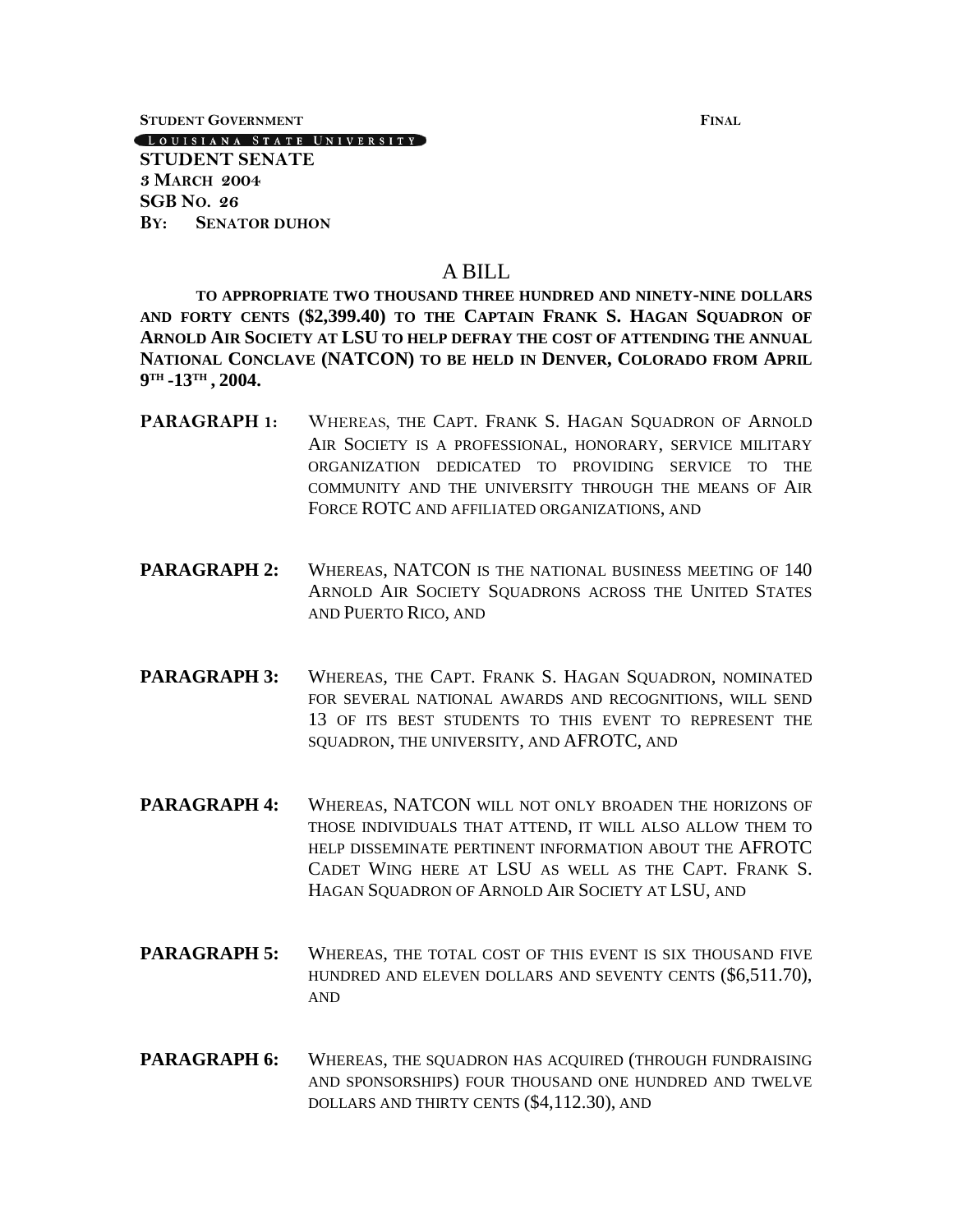**STUDENT GOVERNMENT** **FINAL**

LOUISIANA STATE UNIVERSITY

**STUDENT SENATE**
**3 MARCH 2004**
**SGB NO. 26**
**BY: SENATOR DUHON**

# A BILL

**TO APPROPRIATE TWO THOUSAND THREE HUNDRED AND NINETY-NINE DOLLARS AND FORTY CENTS ($2,399.40) TO THE CAPTAIN FRANK S. HAGAN SQUADRON OF ARNOLD AIR SOCIETY AT LSU TO HELP DEFRAY THE COST OF ATTENDING THE ANNUAL NATIONAL CONCLAVE (NATCON) TO BE HELD IN DENVER, COLORADO FROM APRIL 9TH -13TH, 2004.**

**PARAGRAPH 1:** WHEREAS, THE CAPT. FRANK S. HAGAN SQUADRON OF ARNOLD AIR SOCIETY IS A PROFESSIONAL, HONORARY, SERVICE MILITARY ORGANIZATION DEDICATED TO PROVIDING SERVICE TO THE COMMUNITY AND THE UNIVERSITY THROUGH THE MEANS OF AIR FORCE ROTC AND AFFILIATED ORGANIZATIONS, AND

**PARAGRAPH 2:** WHEREAS, NATCON IS THE NATIONAL BUSINESS MEETING OF 140 ARNOLD AIR SOCIETY SQUADRONS ACROSS THE UNITED STATES AND PUERTO RICO, AND

**PARAGRAPH 3:** WHEREAS, THE CAPT. FRANK S. HAGAN SQUADRON, NOMINATED FOR SEVERAL NATIONAL AWARDS AND RECOGNITIONS, WILL SEND 13 OF ITS BEST STUDENTS TO THIS EVENT TO REPRESENT THE SQUADRON, THE UNIVERSITY, AND AFROTC, AND

**PARAGRAPH 4:** WHEREAS, NATCON WILL NOT ONLY BROADEN THE HORIZONS OF THOSE INDIVIDUALS THAT ATTEND, IT WILL ALSO ALLOW THEM TO HELP DISSEMINATE PERTINENT INFORMATION ABOUT THE AFROTC CADET WING HERE AT LSU AS WELL AS THE CAPT. FRANK S. HAGAN SQUADRON OF ARNOLD AIR SOCIETY AT LSU, AND

**PARAGRAPH 5:** WHEREAS, THE TOTAL COST OF THIS EVENT IS SIX THOUSAND FIVE HUNDRED AND ELEVEN DOLLARS AND SEVENTY CENTS ($6,511.70), AND

**PARAGRAPH 6:** WHEREAS, THE SQUADRON HAS ACQUIRED (THROUGH FUNDRAISING AND SPONSORSHIPS) FOUR THOUSAND ONE HUNDRED AND TWELVE DOLLARS AND THIRTY CENTS ($4,112.30), AND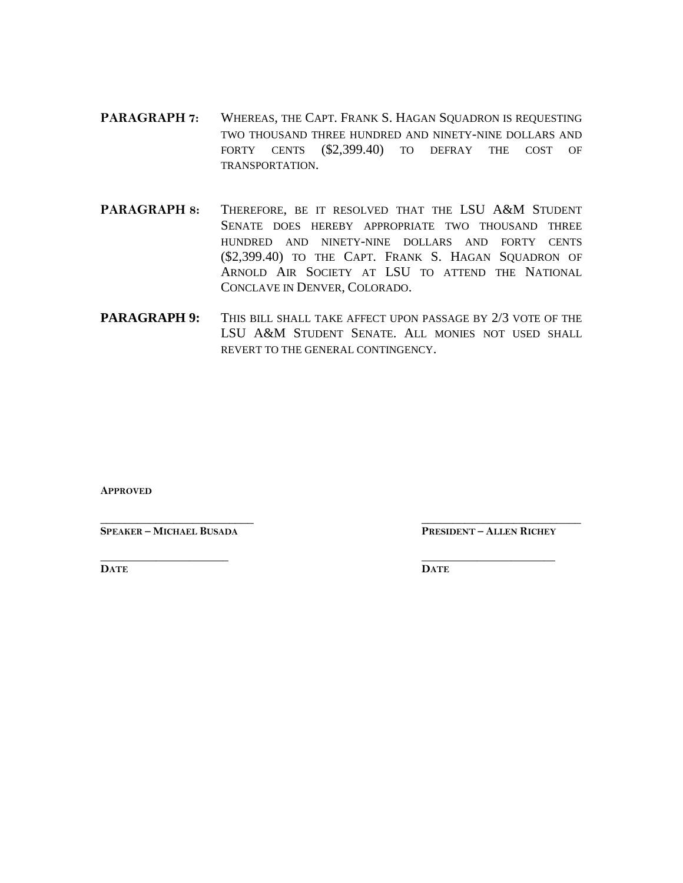**PARAGRAPH 7:** WHEREAS, THE CAPT. FRANK S. HAGAN SQUADRON IS REQUESTING TWO THOUSAND THREE HUNDRED AND NINETY-NINE DOLLARS AND FORTY CENTS ($2,399.40) TO DEFRAY THE COST OF TRANSPORTATION.

**PARAGRAPH 8:** THEREFORE, BE IT RESOLVED THAT THE LSU A&M STUDENT SENATE DOES HEREBY APPROPRIATE TWO THOUSAND THREE HUNDRED AND NINETY-NINE DOLLARS AND FORTY CENTS ($2,399.40) TO THE CAPT. FRANK S. HAGAN SQUADRON OF ARNOLD AIR SOCIETY AT LSU TO ATTEND THE NATIONAL CONCLAVE IN DENVER, COLORADO.

**PARAGRAPH 9:** THIS BILL SHALL TAKE AFFECT UPON PASSAGE BY 2/3 VOTE OF THE LSU A&M STUDENT SENATE. ALL MONIES NOT USED SHALL REVERT TO THE GENERAL CONTINGENCY.

**APPROVED**

| | |
|---|---|
| ______________________ | ______________________ |
| **SPEAKER – MICHAEL BUSADA** | **PRESIDENT – ALLEN RICHEY** |
| ______________________ | ______________________ |
| **DATE** | **DATE** |